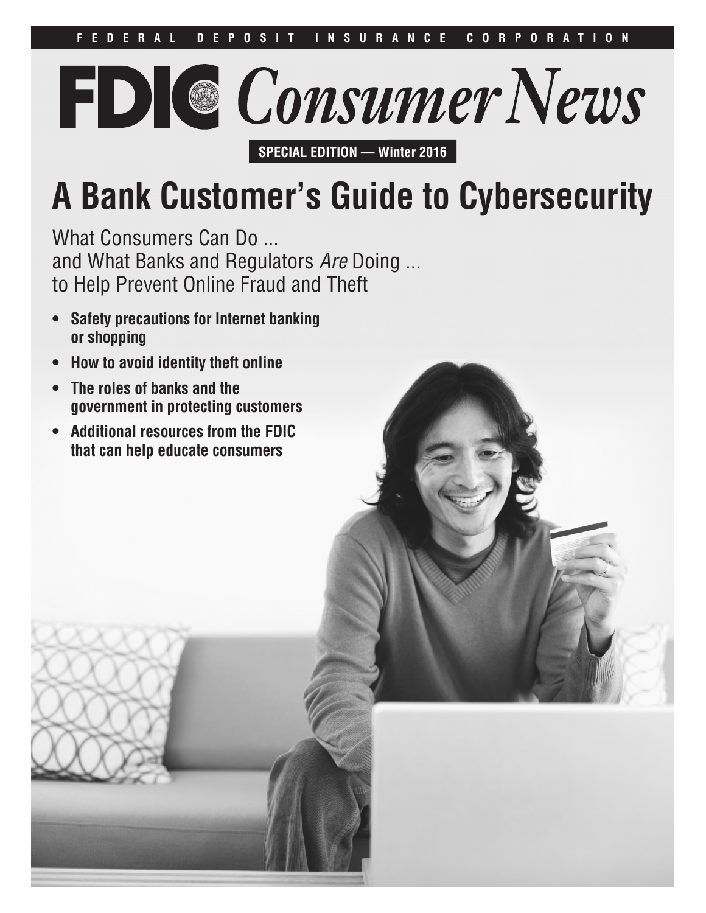FEDERAL DEPOSIT INSURANCE CORPORATION

# FDIC *Consumer News*

**SPECIAL EDITION — Winter 2016**

# A Bank Customer's Guide to Cybersecurity

What Consumers Can Do ...
and What Banks and Regulators *Are* Doing ...
to Help Prevent Online Fraud and Theft

- **Safety precautions for Internet banking or shopping**
- **How to avoid identity theft online**
- **The roles of banks and the government in protecting customers**
- **Additional resources from the FDIC that can help educate consumers**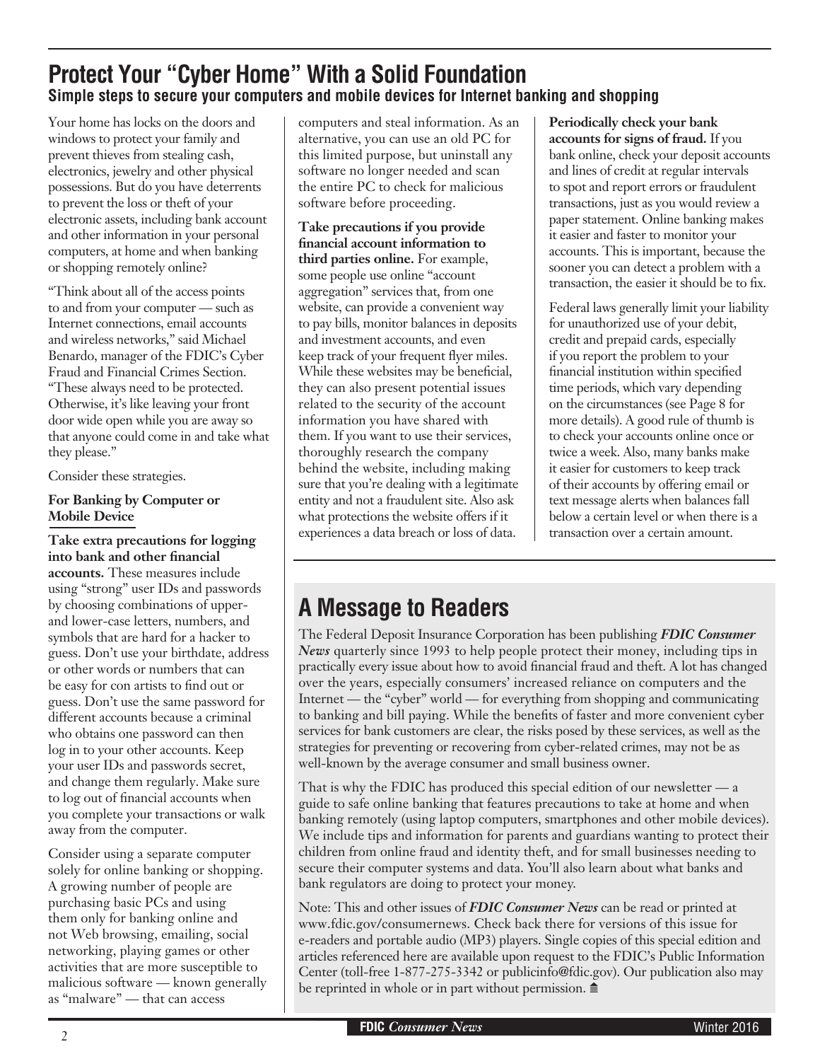## Protect Your "Cyber Home" With a Solid Foundation

### Simple steps to secure your computers and mobile devices for Internet banking and shopping

Your home has locks on the doors and windows to protect your family and prevent thieves from stealing cash, electronics, jewelry and other physical possessions. But do you have deterrents to prevent the loss or theft of your electronic assets, including bank account and other information in your personal computers, at home and when banking or shopping remotely online?

"Think about all of the access points to and from your computer — such as Internet connections, email accounts and wireless networks," said Michael Benardo, manager of the FDIC's Cyber Fraud and Financial Crimes Section. "These always need to be protected. Otherwise, it's like leaving your front door wide open while you are away so that anyone could come in and take what they please."

Consider these strategies.

**For Banking by Computer or Mobile Device**

**Take extra precautions for logging into bank and other financial accounts.** These measures include using "strong" user IDs and passwords by choosing combinations of upper- and lower-case letters, numbers, and symbols that are hard for a hacker to guess. Don't use your birthdate, address or other words or numbers that can be easy for con artists to find out or guess. Don't use the same password for different accounts because a criminal who obtains one password can then log in to your other accounts. Keep your user IDs and passwords secret, and change them regularly. Make sure to log out of financial accounts when you complete your transactions or walk away from the computer.

Consider using a separate computer solely for online banking or shopping. A growing number of people are purchasing basic PCs and using them only for banking online and not Web browsing, emailing, social networking, playing games or other activities that are more susceptible to malicious software — known generally as "malware" — that can access computers and steal information. As an alternative, you can use an old PC for this limited purpose, but uninstall any software no longer needed and scan the entire PC to check for malicious software before proceeding.

**Take precautions if you provide financial account information to third parties online.** For example, some people use online "account aggregation" services that, from one website, can provide a convenient way to pay bills, monitor balances in deposits and investment accounts, and even keep track of your frequent flyer miles. While these websites may be beneficial, they can also present potential issues related to the security of the account information you have shared with them. If you want to use their services, thoroughly research the company behind the website, including making sure that you're dealing with a legitimate entity and not a fraudulent site. Also ask what protections the website offers if it experiences a data breach or loss of data.

**Periodically check your bank accounts for signs of fraud.** If you bank online, check your deposit accounts and lines of credit at regular intervals to spot and report errors or fraudulent transactions, just as you would review a paper statement. Online banking makes it easier and faster to monitor your accounts. This is important, because the sooner you can detect a problem with a transaction, the easier it should be to fix.

Federal laws generally limit your liability for unauthorized use of your debit, credit and prepaid cards, especially if you report the problem to your financial institution within specified time periods, which vary depending on the circumstances (see Page 8 for more details). A good rule of thumb is to check your accounts online once or twice a week. Also, many banks make it easier for customers to keep track of their accounts by offering email or text message alerts when balances fall below a certain level or when there is a transaction over a certain amount.

## A Message to Readers

The Federal Deposit Insurance Corporation has been publishing ***FDIC Consumer News*** quarterly since 1993 to help people protect their money, including tips in practically every issue about how to avoid financial fraud and theft. A lot has changed over the years, especially consumers' increased reliance on computers and the Internet — the "cyber" world — for everything from shopping and communicating to banking and bill paying. While the benefits of faster and more convenient cyber services for bank customers are clear, the risks posed by these services, as well as the strategies for preventing or recovering from cyber-related crimes, may not be as well-known by the average consumer and small business owner.

That is why the FDIC has produced this special edition of our newsletter — a guide to safe online banking that features precautions to take at home and when banking remotely (using laptop computers, smartphones and other mobile devices). We include tips and information for parents and guardians wanting to protect their children from online fraud and identity theft, and for small businesses needing to secure their computer systems and data. You'll also learn about what banks and bank regulators are doing to protect your money.

Note: This and other issues of ***FDIC Consumer News*** can be read or printed at www.fdic.gov/consumernews. Check back there for versions of this issue for e-readers and portable audio (MP3) players. Single copies of this special edition and articles referenced here are available upon request to the FDIC's Public Information Center (toll-free 1-877-275-3342 or publicinfo@fdic.gov). Our publication also may be reprinted in whole or in part without permission.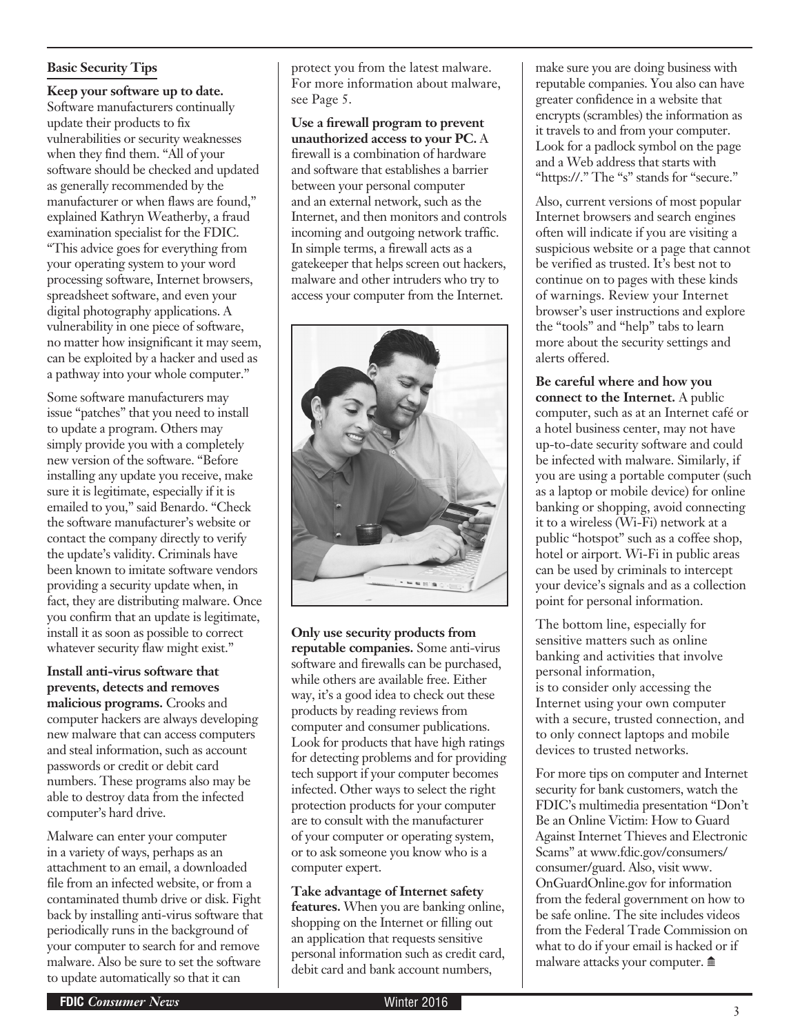## Basic Security Tips

**Keep your software up to date.** Software manufacturers continually update their products to fix vulnerabilities or security weaknesses when they find them. "All of your software should be checked and updated as generally recommended by the manufacturer or when flaws are found," explained Kathryn Weatherby, a fraud examination specialist for the FDIC. "This advice goes for everything from your operating system to your word processing software, Internet browsers, spreadsheet software, and even your digital photography applications. A vulnerability in one piece of software, no matter how insignificant it may seem, can be exploited by a hacker and used as a pathway into your whole computer."

Some software manufacturers may issue "patches" that you need to install to update a program. Others may simply provide you with a completely new version of the software. "Before installing any update you receive, make sure it is legitimate, especially if it is emailed to you," said Benardo. "Check the software manufacturer's website or contact the company directly to verify the update's validity. Criminals have been known to imitate software vendors providing a security update when, in fact, they are distributing malware. Once you confirm that an update is legitimate, install it as soon as possible to correct whatever security flaw might exist."

**Install anti-virus software that prevents, detects and removes malicious programs.** Crooks and computer hackers are always developing new malware that can access computers and steal information, such as account passwords or credit or debit card numbers. These programs also may be able to destroy data from the infected computer's hard drive.

Malware can enter your computer in a variety of ways, perhaps as an attachment to an email, a downloaded file from an infected website, or from a contaminated thumb drive or disk. Fight back by installing anti-virus software that periodically runs in the background of your computer to search for and remove malware. Also be sure to set the software to update automatically so that it can protect you from the latest malware. For more information about malware, see Page 5.

**Use a firewall program to prevent unauthorized access to your PC.** A firewall is a combination of hardware and software that establishes a barrier between your personal computer and an external network, such as the Internet, and then monitors and controls incoming and outgoing network traffic. In simple terms, a firewall acts as a gatekeeper that helps screen out hackers, malware and other intruders who try to access your computer from the Internet.

**Only use security products from reputable companies.** Some anti-virus software and firewalls can be purchased, while others are available free. Either way, it's a good idea to check out these products by reading reviews from computer and consumer publications. Look for products that have high ratings for detecting problems and for providing tech support if your computer becomes infected. Other ways to select the right protection products for your computer are to consult with the manufacturer of your computer or operating system, or to ask someone you know who is a computer expert.

**Take advantage of Internet safety features.** When you are banking online, shopping on the Internet or filling out an application that requests sensitive personal information such as credit card, debit card and bank account numbers, make sure you are doing business with reputable companies. You also can have greater confidence in a website that encrypts (scrambles) the information as it travels to and from your computer. Look for a padlock symbol on the page and a Web address that starts with "https://." The "s" stands for "secure."

Also, current versions of most popular Internet browsers and search engines often will indicate if you are visiting a suspicious website or a page that cannot be verified as trusted. It's best not to continue on to pages with these kinds of warnings. Review your Internet browser's user instructions and explore the "tools" and "help" tabs to learn more about the security settings and alerts offered.

**Be careful where and how you connect to the Internet.** A public computer, such as at an Internet café or a hotel business center, may not have up-to-date security software and could be infected with malware. Similarly, if you are using a portable computer (such as a laptop or mobile device) for online banking or shopping, avoid connecting it to a wireless (Wi-Fi) network at a public "hotspot" such as a coffee shop, hotel or airport. Wi-Fi in public areas can be used by criminals to intercept your device's signals and as a collection point for personal information.

The bottom line, especially for sensitive matters such as online banking and activities that involve personal information, is to consider only accessing the Internet using your own computer with a secure, trusted connection, and to only connect laptops and mobile devices to trusted networks.

For more tips on computer and Internet security for bank customers, watch the FDIC's multimedia presentation "Don't Be an Online Victim: How to Guard Against Internet Thieves and Electronic Scams" at www.fdic.gov/consumers/consumer/guard. Also, visit www.OnGuardOnline.gov for information from the federal government on how to be safe online. The site includes videos from the Federal Trade Commission on what to do if your email is hacked or if malware attacks your computer.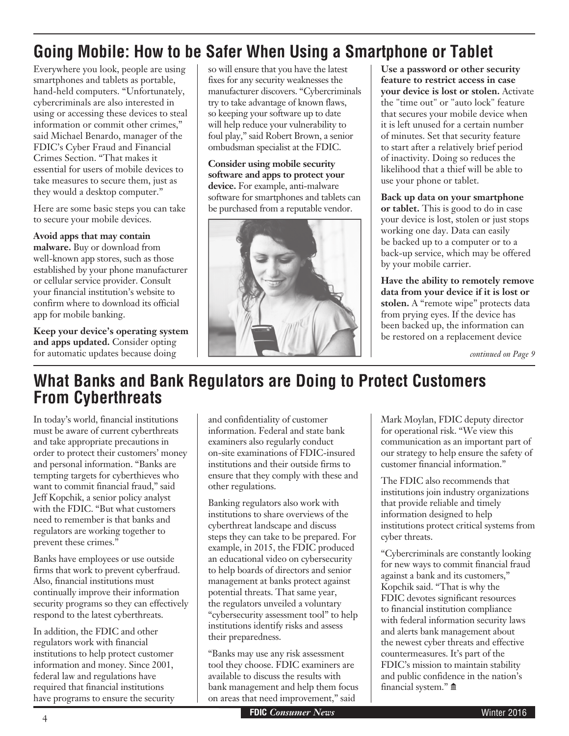## Going Mobile: How to be Safer When Using a Smartphone or Tablet

Everywhere you look, people are using smartphones and tablets as portable, hand-held computers. "Unfortunately, cybercriminals are also interested in using or accessing these devices to steal information or commit other crimes," said Michael Benardo, manager of the FDIC's Cyber Fraud and Financial Crimes Section. "That makes it essential for users of mobile devices to take measures to secure them, just as they would a desktop computer."

Here are some basic steps you can take to secure your mobile devices.

**Avoid apps that may contain malware.** Buy or download from well-known app stores, such as those established by your phone manufacturer or cellular service provider. Consult your financial institution's website to confirm where to download its official app for mobile banking.

**Keep your device's operating system and apps updated.** Consider opting for automatic updates because doing so will ensure that you have the latest fixes for any security weaknesses the manufacturer discovers. "Cybercriminals try to take advantage of known flaws, so keeping your software up to date will help reduce your vulnerability to foul play," said Robert Brown, a senior ombudsman specialist at the FDIC.

**Consider using mobile security software and apps to protect your device.** For example, anti-malware software for smartphones and tablets can be purchased from a reputable vendor.

**Use a password or other security feature to restrict access in case your device is lost or stolen.** Activate the "time out" or "auto lock" feature that secures your mobile device when it is left unused for a certain number of minutes. Set that security feature to start after a relatively brief period of inactivity. Doing so reduces the likelihood that a thief will be able to use your phone or tablet.

**Back up data on your smartphone or tablet.** This is good to do in case your device is lost, stolen or just stops working one day. Data can easily be backed up to a computer or to a back-up service, which may be offered by your mobile carrier.

**Have the ability to remotely remove data from your device if it is lost or stolen.** A "remote wipe" protects data from prying eyes. If the device has been backed up, the information can be restored on a replacement device

*continued on Page 9*

## What Banks and Bank Regulators are Doing to Protect Customers From Cyberthreats

In today's world, financial institutions must be aware of current cyberthreats and take appropriate precautions in order to protect their customers' money and personal information. "Banks are tempting targets for cyberthieves who want to commit financial fraud," said Jeff Kopchik, a senior policy analyst with the FDIC. "But what customers need to remember is that banks and regulators are working together to prevent these crimes."

Banks have employees or use outside firms that work to prevent cyberfraud. Also, financial institutions must continually improve their information security programs so they can effectively respond to the latest cyberthreats.

In addition, the FDIC and other regulators work with financial institutions to help protect customer information and money. Since 2001, federal law and regulations have required that financial institutions have programs to ensure the security and confidentiality of customer information. Federal and state bank examiners also regularly conduct on-site examinations of FDIC-insured institutions and their outside firms to ensure that they comply with these and other regulations.

Banking regulators also work with institutions to share overviews of the cyberthreat landscape and discuss steps they can take to be prepared. For example, in 2015, the FDIC produced an educational video on cybersecurity to help boards of directors and senior management at banks protect against potential threats. That same year, the regulators unveiled a voluntary "cybersecurity assessment tool" to help institutions identify risks and assess their preparedness.

"Banks may use any risk assessment tool they choose. FDIC examiners are available to discuss the results with bank management and help them focus on areas that need improvement," said Mark Moylan, FDIC deputy director for operational risk. "We view this communication as an important part of our strategy to help ensure the safety of customer financial information."

The FDIC also recommends that institutions join industry organizations that provide reliable and timely information designed to help institutions protect critical systems from cyber threats.

"Cybercriminals are constantly looking for new ways to commit financial fraud against a bank and its customers," Kopchik said. "That is why the FDIC devotes significant resources to financial institution compliance with federal information security laws and alerts bank management about the newest cyber threats and effective countermeasures. It's part of the FDIC's mission to maintain stability and public confidence in the nation's financial system."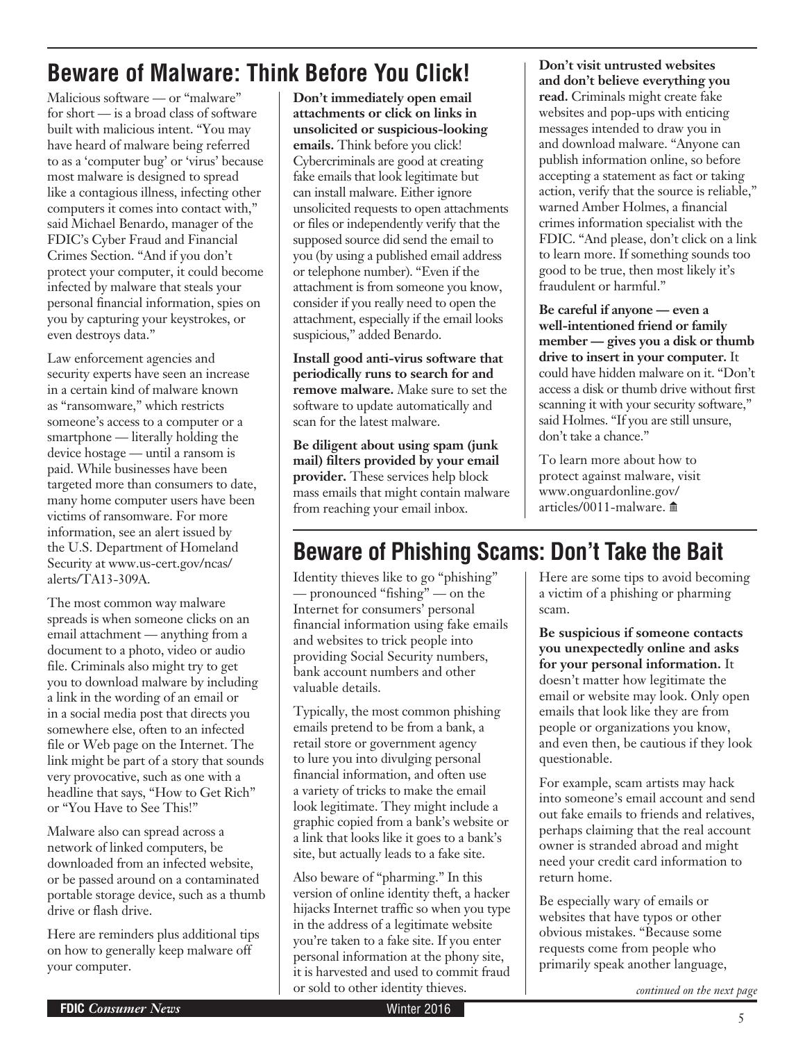## Beware of Malware: Think Before You Click!

Malicious software — or "malware" for short — is a broad class of software built with malicious intent. "You may have heard of malware being referred to as a 'computer bug' or 'virus' because most malware is designed to spread like a contagious illness, infecting other computers it comes into contact with," said Michael Benardo, manager of the FDIC's Cyber Fraud and Financial Crimes Section. "And if you don't protect your computer, it could become infected by malware that steals your personal financial information, spies on you by capturing your keystrokes, or even destroys data."

Law enforcement agencies and security experts have seen an increase in a certain kind of malware known as "ransomware," which restricts someone's access to a computer or a smartphone — literally holding the device hostage — until a ransom is paid. While businesses have been targeted more than consumers to date, many home computer users have been victims of ransomware. For more information, see an alert issued by the U.S. Department of Homeland Security at www.us-cert.gov/ncas/alerts/TA13-309A.

The most common way malware spreads is when someone clicks on an email attachment — anything from a document to a photo, video or audio file. Criminals also might try to get you to download malware by including a link in the wording of an email or in a social media post that directs you somewhere else, often to an infected file or Web page on the Internet. The link might be part of a story that sounds very provocative, such as one with a headline that says, "How to Get Rich" or "You Have to See This!"

Malware also can spread across a network of linked computers, be downloaded from an infected website, or be passed around on a contaminated portable storage device, such as a thumb drive or flash drive.

Here are reminders plus additional tips on how to generally keep malware off your computer.

**Don't immediately open email attachments or click on links in unsolicited or suspicious-looking emails.** Think before you click! Cybercriminals are good at creating fake emails that look legitimate but can install malware. Either ignore unsolicited requests to open attachments or files or independently verify that the supposed source did send the email to you (by using a published email address or telephone number). "Even if the attachment is from someone you know, consider if you really need to open the attachment, especially if the email looks suspicious," added Benardo.

**Install good anti-virus software that periodically runs to search for and remove malware.** Make sure to set the software to update automatically and scan for the latest malware.

**Be diligent about using spam (junk mail) filters provided by your email provider.** These services help block mass emails that might contain malware from reaching your email inbox.

**Don't visit untrusted websites and don't believe everything you read.** Criminals might create fake websites and pop-ups with enticing messages intended to draw you in and download malware. "Anyone can publish information online, so before accepting a statement as fact or taking action, verify that the source is reliable," warned Amber Holmes, a financial crimes information specialist with the FDIC. "And please, don't click on a link to learn more. If something sounds too good to be true, then most likely it's fraudulent or harmful."

**Be careful if anyone — even a well-intentioned friend or family member — gives you a disk or thumb drive to insert in your computer.** It could have hidden malware on it. "Don't access a disk or thumb drive without first scanning it with your security software," said Holmes. "If you are still unsure, don't take a chance."

To learn more about how to protect against malware, visit www.onguardonline.gov/articles/0011-malware.

## Beware of Phishing Scams: Don't Take the Bait

Identity thieves like to go "phishing" — pronounced "fishing" — on the Internet for consumers' personal financial information using fake emails and websites to trick people into providing Social Security numbers, bank account numbers and other valuable details.

Typically, the most common phishing emails pretend to be from a bank, a retail store or government agency to lure you into divulging personal financial information, and often use a variety of tricks to make the email look legitimate. They might include a graphic copied from a bank's website or a link that looks like it goes to a bank's site, but actually leads to a fake site.

Also beware of "pharming." In this version of online identity theft, a hacker hijacks Internet traffic so when you type in the address of a legitimate website you're taken to a fake site. If you enter personal information at the phony site, it is harvested and used to commit fraud or sold to other identity thieves.

Here are some tips to avoid becoming a victim of a phishing or pharming scam.

**Be suspicious if someone contacts you unexpectedly online and asks for your personal information.** It doesn't matter how legitimate the email or website may look. Only open emails that look like they are from people or organizations you know, and even then, be cautious if they look questionable.

For example, scam artists may hack into someone's email account and send out fake emails to friends and relatives, perhaps claiming that the real account owner is stranded abroad and might need your credit card information to return home.

Be especially wary of emails or websites that have typos or other obvious mistakes. "Because some requests come from people who primarily speak another language,

*continued on the next page*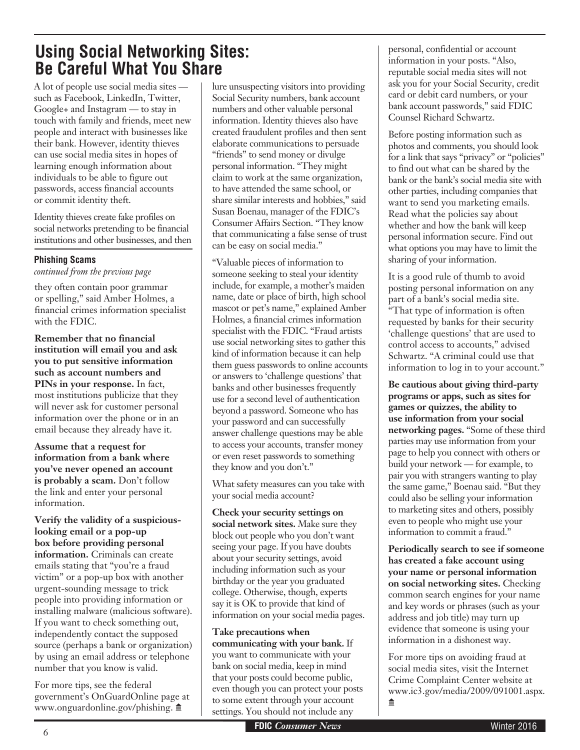## Using Social Networking Sites: Be Careful What You Share

A lot of people use social media sites — such as Facebook, LinkedIn, Twitter, Google+ and Instagram — to stay in touch with family and friends, meet new people and interact with businesses like their bank. However, identity thieves can use social media sites in hopes of learning enough information about individuals to be able to figure out passwords, access financial accounts or commit identity theft.

Identity thieves create fake profiles on social networks pretending to be financial institutions and other businesses, and then lure unsuspecting visitors into providing Social Security numbers, bank account numbers and other valuable personal information. Identity thieves also have created fraudulent profiles and then sent elaborate communications to persuade "friends" to send money or divulge personal information. "They might claim to work at the same organization, to have attended the same school, or share similar interests and hobbies," said Susan Boenau, manager of the FDIC's Consumer Affairs Section. "They know that communicating a false sense of trust can be easy on social media."

"Valuable pieces of information to someone seeking to steal your identity include, for example, a mother's maiden name, date or place of birth, high school mascot or pet's name," explained Amber Holmes, a financial crimes information specialist with the FDIC. "Fraud artists use social networking sites to gather this kind of information because it can help them guess passwords to online accounts or answers to 'challenge questions' that banks and other businesses frequently use for a second level of authentication beyond a password. Someone who has your password and can successfully answer challenge questions may be able to access your accounts, transfer money or even reset passwords to something they know and you don't."

What safety measures can you take with your social media account?

**Check your security settings on social network sites.** Make sure they block out people who you don't want seeing your page. If you have doubts about your security settings, avoid including information such as your birthday or the year you graduated college. Otherwise, though, experts say it is OK to provide that kind of information on your social media pages.

**Take precautions when communicating with your bank.** If you want to communicate with your bank on social media, keep in mind that your posts could become public, even though you can protect your posts to some extent through your account settings. You should not include any personal, confidential or account information in your posts. "Also, reputable social media sites will not ask you for your Social Security, credit card or debit card numbers, or your bank account passwords," said FDIC Counsel Richard Schwartz.

Before posting information such as photos and comments, you should look for a link that says "privacy" or "policies" to find out what can be shared by the bank or the bank's social media site with other parties, including companies that want to send you marketing emails. Read what the policies say about whether and how the bank will keep personal information secure. Find out what options you may have to limit the sharing of your information.

It is a good rule of thumb to avoid posting personal information on any part of a bank's social media site. "That type of information is often requested by banks for their security 'challenge questions' that are used to control access to accounts," advised Schwartz. "A criminal could use that information to log in to your account."

**Be cautious about giving third-party programs or apps, such as sites for games or quizzes, the ability to use information from your social networking pages.** "Some of these third parties may use information from your page to help you connect with others or build your network — for example, to pair you with strangers wanting to play the same game," Boenau said. "But they could also be selling your information to marketing sites and others, possibly even to people who might use your information to commit a fraud."

**Periodically search to see if someone has created a fake account using your name or personal information on social networking sites.** Checking common search engines for your name and key words or phrases (such as your address and job title) may turn up evidence that someone is using your information in a dishonest way.

For more tips on avoiding fraud at social media sites, visit the Internet Crime Complaint Center website at www.ic3.gov/media/2009/091001.aspx.

### Phishing Scams

*continued from the previous page*

they often contain poor grammar or spelling," said Amber Holmes, a financial crimes information specialist with the FDIC.

**Remember that no financial institution will email you and ask you to put sensitive information such as account numbers and PINs in your response.** In fact, most institutions publicize that they will never ask for customer personal information over the phone or in an email because they already have it.

**Assume that a request for information from a bank where you've never opened an account is probably a scam.** Don't follow the link and enter your personal information.

**Verify the validity of a suspicious-looking email or a pop-up box before providing personal information.** Criminals can create emails stating that "you're a fraud victim" or a pop-up box with another urgent-sounding message to trick people into providing information or installing malware (malicious software). If you want to check something out, independently contact the supposed source (perhaps a bank or organization) by using an email address or telephone number that you know is valid.

For more tips, see the federal government's OnGuardOnline page at www.onguardonline.gov/phishing.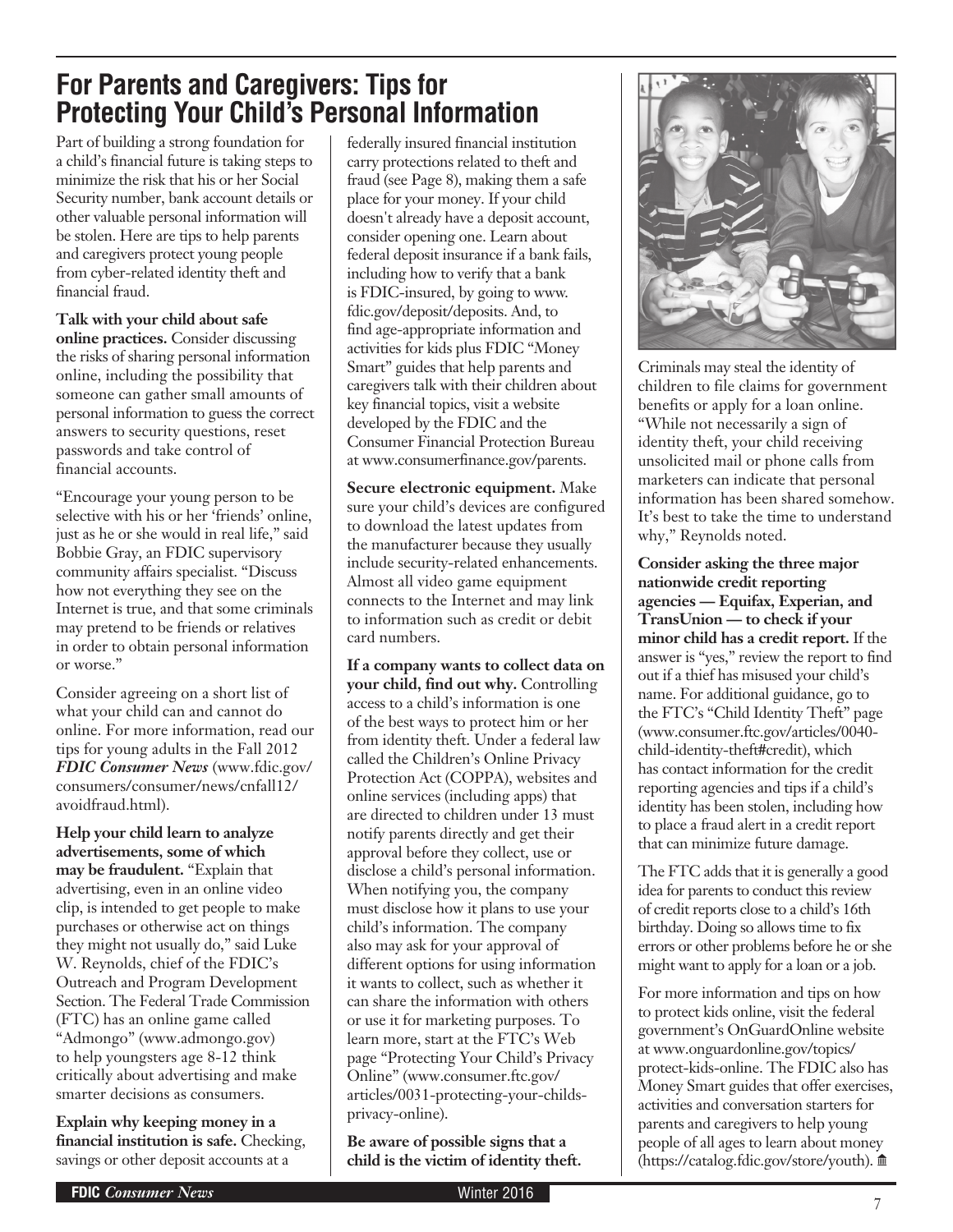## For Parents and Caregivers: Tips for Protecting Your Child's Personal Information

Part of building a strong foundation for a child's financial future is taking steps to minimize the risk that his or her Social Security number, bank account details or other valuable personal information will be stolen. Here are tips to help parents and caregivers protect young people from cyber-related identity theft and financial fraud.

**Talk with your child about safe online practices.** Consider discussing the risks of sharing personal information online, including the possibility that someone can gather small amounts of personal information to guess the correct answers to security questions, reset passwords and take control of financial accounts.

"Encourage your young person to be selective with his or her 'friends' online, just as he or she would in real life," said Bobbie Gray, an FDIC supervisory community affairs specialist. "Discuss how not everything they see on the Internet is true, and that some criminals may pretend to be friends or relatives in order to obtain personal information or worse."

Consider agreeing on a short list of what your child can and cannot do online. For more information, read our tips for young adults in the Fall 2012 ***FDIC Consumer News*** (www.fdic.gov/consumers/consumer/news/cnfall12/avoidfraud.html).

**Help your child learn to analyze advertisements, some of which may be fraudulent.** "Explain that advertising, even in an online video clip, is intended to get people to make purchases or otherwise act on things they might not usually do," said Luke W. Reynolds, chief of the FDIC's Outreach and Program Development Section. The Federal Trade Commission (FTC) has an online game called "Admongo" (www.admongo.gov) to help youngsters age 8-12 think critically about advertising and make smarter decisions as consumers.

**Explain why keeping money in a financial institution is safe.** Checking, savings or other deposit accounts at a federally insured financial institution carry protections related to theft and fraud (see Page 8), making them a safe place for your money. If your child doesn't already have a deposit account, consider opening one. Learn about federal deposit insurance if a bank fails, including how to verify that a bank is FDIC-insured, by going to www.fdic.gov/deposit/deposits. And, to find age-appropriate information and activities for kids plus FDIC "Money Smart" guides that help parents and caregivers talk with their children about key financial topics, visit a website developed by the FDIC and the Consumer Financial Protection Bureau at www.consumerfinance.gov/parents.

**Secure electronic equipment.** Make sure your child's devices are configured to download the latest updates from the manufacturer because they usually include security-related enhancements. Almost all video game equipment connects to the Internet and may link to information such as credit or debit card numbers.

**If a company wants to collect data on your child, find out why.** Controlling access to a child's information is one of the best ways to protect him or her from identity theft. Under a federal law called the Children's Online Privacy Protection Act (COPPA), websites and online services (including apps) that are directed to children under 13 must notify parents directly and get their approval before they collect, use or disclose a child's personal information. When notifying you, the company must disclose how it plans to use your child's information. The company also may ask for your approval of different options for using information it wants to collect, such as whether it can share the information with others or use it for marketing purposes. To learn more, start at the FTC's Web page "Protecting Your Child's Privacy Online" (www.consumer.ftc.gov/articles/0031-protecting-your-childs-privacy-online).

**Be aware of possible signs that a child is the victim of identity theft.** Criminals may steal the identity of children to file claims for government benefits or apply for a loan online. "While not necessarily a sign of identity theft, your child receiving unsolicited mail or phone calls from marketers can indicate that personal information has been shared somehow. It's best to take the time to understand why," Reynolds noted.

**Consider asking the three major nationwide credit reporting agencies — Equifax, Experian, and TransUnion — to check if your minor child has a credit report.** If the answer is "yes," review the report to find out if a thief has misused your child's name. For additional guidance, go to the FTC's "Child Identity Theft" page (www.consumer.ftc.gov/articles/0040-child-identity-theft#credit), which has contact information for the credit reporting agencies and tips if a child's identity has been stolen, including how to place a fraud alert in a credit report that can minimize future damage.

The FTC adds that it is generally a good idea for parents to conduct this review of credit reports close to a child's 16th birthday. Doing so allows time to fix errors or other problems before he or she might want to apply for a loan or a job.

For more information and tips on how to protect kids online, visit the federal government's OnGuardOnline website at www.onguardonline.gov/topics/protect-kids-online. The FDIC also has Money Smart guides that offer exercises, activities and conversation starters for parents and caregivers to help young people of all ages to learn about money (https://catalog.fdic.gov/store/youth).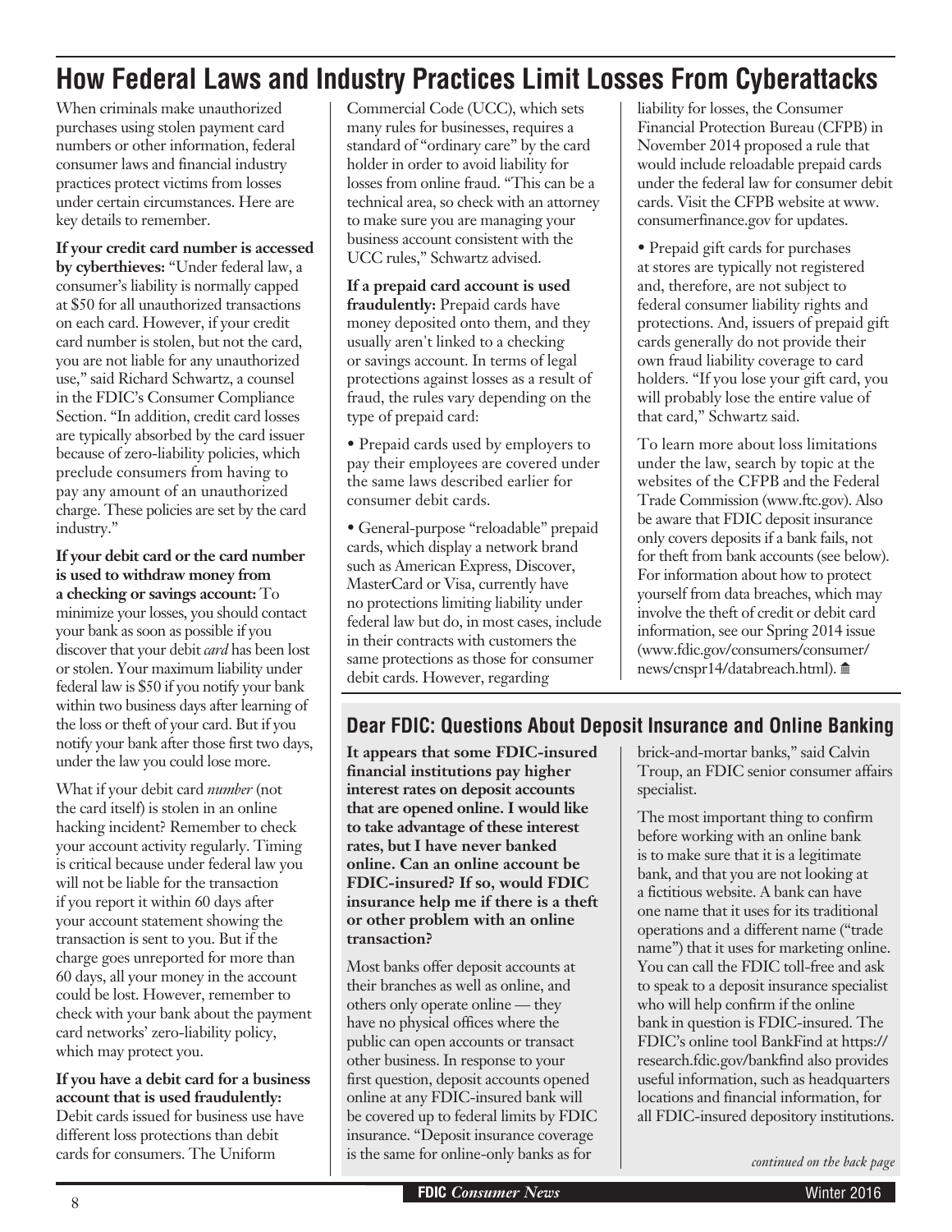# How Federal Laws and Industry Practices Limit Losses From Cyberattacks

When criminals make unauthorized purchases using stolen payment card numbers or other information, federal consumer laws and financial industry practices protect victims from losses under certain circumstances. Here are key details to remember.

**If your credit card number is accessed by cyberthieves:** "Under federal law, a consumer's liability is normally capped at $50 for all unauthorized transactions on each card. However, if your credit card number is stolen, but not the card, you are not liable for any unauthorized use," said Richard Schwartz, a counsel in the FDIC's Consumer Compliance Section. "In addition, credit card losses are typically absorbed by the card issuer because of zero-liability policies, which preclude consumers from having to pay any amount of an unauthorized charge. These policies are set by the card industry."

**If your debit card or the card number is used to withdraw money from a checking or savings account:** To minimize your losses, you should contact your bank as soon as possible if you discover that your debit *card* has been lost or stolen. Your maximum liability under federal law is $50 if you notify your bank within two business days after learning of the loss or theft of your card. But if you notify your bank after those first two days, under the law you could lose more.

What if your debit card *number* (not the card itself) is stolen in an online hacking incident? Remember to check your account activity regularly. Timing is critical because under federal law you will not be liable for the transaction if you report it within 60 days after your account statement showing the transaction is sent to you. But if the charge goes unreported for more than 60 days, all your money in the account could be lost. However, remember to check with your bank about the payment card networks' zero-liability policy, which may protect you.

**If you have a debit card for a business account that is used fraudulently:** Debit cards issued for business use have different loss protections than debit cards for consumers. The Uniform Commercial Code (UCC), which sets many rules for businesses, requires a standard of "ordinary care" by the card holder in order to avoid liability for losses from online fraud. "This can be a technical area, so check with an attorney to make sure you are managing your business account consistent with the UCC rules," Schwartz advised.

**If a prepaid card account is used fraudulently:** Prepaid cards have money deposited onto them, and they usually aren't linked to a checking or savings account. In terms of legal protections against losses as a result of fraud, the rules vary depending on the type of prepaid card:

- Prepaid cards used by employers to pay their employees are covered under the same laws described earlier for consumer debit cards.
- General-purpose "reloadable" prepaid cards, which display a network brand such as American Express, Discover, MasterCard or Visa, currently have no protections limiting liability under federal law but do, in most cases, include in their contracts with customers the same protections as those for consumer debit cards. However, regarding liability for losses, the Consumer Financial Protection Bureau (CFPB) in November 2014 proposed a rule that would include reloadable prepaid cards under the federal law for consumer debit cards. Visit the CFPB website at www.consumerfinance.gov for updates.
- Prepaid gift cards for purchases at stores are typically not registered and, therefore, are not subject to federal consumer liability rights and protections. And, issuers of prepaid gift cards generally do not provide their own fraud liability coverage to card holders. "If you lose your gift card, you will probably lose the entire value of that card," Schwartz said.

To learn more about loss limitations under the law, search by topic at the websites of the CFPB and the Federal Trade Commission (www.ftc.gov). Also be aware that FDIC deposit insurance only covers deposits if a bank fails, not for theft from bank accounts (see below). For information about how to protect yourself from data breaches, which may involve the theft of credit or debit card information, see our Spring 2014 issue (www.fdic.gov/consumers/consumer/news/cnspr14/databreach.html).

## Dear FDIC: Questions About Deposit Insurance and Online Banking

**It appears that some FDIC-insured financial institutions pay higher interest rates on deposit accounts that are opened online. I would like to take advantage of these interest rates, but I have never banked online. Can an online account be FDIC-insured? If so, would FDIC insurance help me if there is a theft or other problem with an online transaction?**

Most banks offer deposit accounts at their branches as well as online, and others only operate online — they have no physical offices where the public can open accounts or transact other business. In response to your first question, deposit accounts opened online at any FDIC-insured bank will be covered up to federal limits by FDIC insurance. "Deposit insurance coverage is the same for online-only banks as for brick-and-mortar banks," said Calvin Troup, an FDIC senior consumer affairs specialist.

The most important thing to confirm before working with an online bank is to make sure that it is a legitimate bank, and that you are not looking at a fictitious website. A bank can have one name that it uses for its traditional operations and a different name ("trade name") that it uses for marketing online. You can call the FDIC toll-free and ask to speak to a deposit insurance specialist who will help confirm if the online bank in question is FDIC-insured. The FDIC's online tool BankFind at https://research.fdic.gov/bankfind also provides useful information, such as headquarters locations and financial information, for all FDIC-insured depository institutions.

*continued on the back page*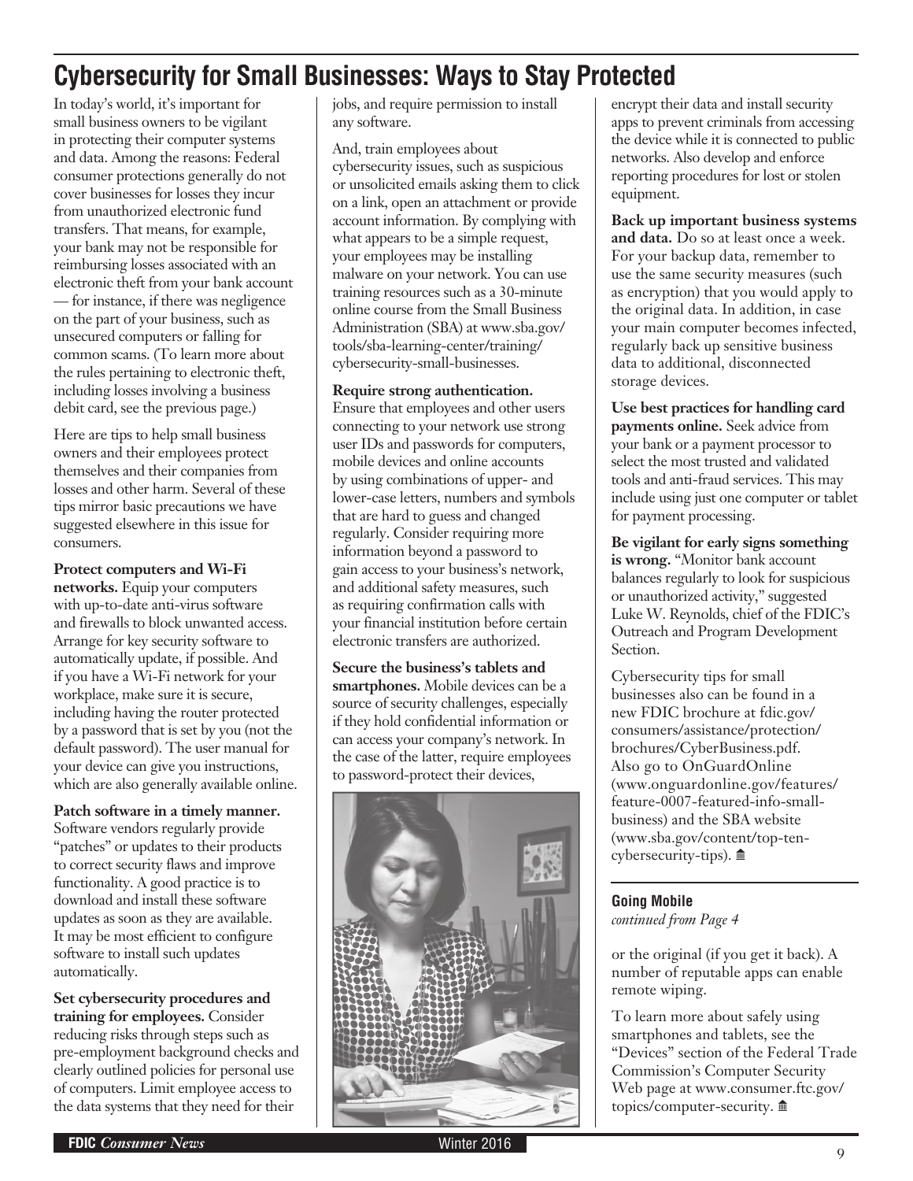# Cybersecurity for Small Businesses: Ways to Stay Protected

In today's world, it's important for small business owners to be vigilant in protecting their computer systems and data. Among the reasons: Federal consumer protections generally do not cover businesses for losses they incur from unauthorized electronic fund transfers. That means, for example, your bank may not be responsible for reimbursing losses associated with an electronic theft from your bank account — for instance, if there was negligence on the part of your business, such as unsecured computers or falling for common scams. (To learn more about the rules pertaining to electronic theft, including losses involving a business debit card, see the previous page.)

Here are tips to help small business owners and their employees protect themselves and their companies from losses and other harm. Several of these tips mirror basic precautions we have suggested elsewhere in this issue for consumers.

**Protect computers and Wi-Fi networks.** Equip your computers with up-to-date anti-virus software and firewalls to block unwanted access. Arrange for key security software to automatically update, if possible. And if you have a Wi-Fi network for your workplace, make sure it is secure, including having the router protected by a password that is set by you (not the default password). The user manual for your device can give you instructions, which are also generally available online.

**Patch software in a timely manner.** Software vendors regularly provide "patches" or updates to their products to correct security flaws and improve functionality. A good practice is to download and install these software updates as soon as they are available. It may be most efficient to configure software to install such updates automatically.

**Set cybersecurity procedures and training for employees.** Consider reducing risks through steps such as pre-employment background checks and clearly outlined policies for personal use of computers. Limit employee access to the data systems that they need for their jobs, and require permission to install any software.

And, train employees about cybersecurity issues, such as suspicious or unsolicited emails asking them to click on a link, open an attachment or provide account information. By complying with what appears to be a simple request, your employees may be installing malware on your network. You can use training resources such as a 30-minute online course from the Small Business Administration (SBA) at www.sba.gov/tools/sba-learning-center/training/cybersecurity-small-businesses.

**Require strong authentication.** Ensure that employees and other users connecting to your network use strong user IDs and passwords for computers, mobile devices and online accounts by using combinations of upper- and lower-case letters, numbers and symbols that are hard to guess and changed regularly. Consider requiring more information beyond a password to gain access to your business's network, and additional safety measures, such as requiring confirmation calls with your financial institution before certain electronic transfers are authorized.

**Secure the business's tablets and smartphones.** Mobile devices can be a source of security challenges, especially if they hold confidential information or can access your company's network. In the case of the latter, require employees to password-protect their devices, encrypt their data and install security apps to prevent criminals from accessing the device while it is connected to public networks. Also develop and enforce reporting procedures for lost or stolen equipment.

**Back up important business systems and data.** Do so at least once a week. For your backup data, remember to use the same security measures (such as encryption) that you would apply to the original data. In addition, in case your main computer becomes infected, regularly back up sensitive business data to additional, disconnected storage devices.

**Use best practices for handling card payments online.** Seek advice from your bank or a payment processor to select the most trusted and validated tools and anti-fraud services. This may include using just one computer or tablet for payment processing.

**Be vigilant for early signs something is wrong.** "Monitor bank account balances regularly to look for suspicious or unauthorized activity," suggested Luke W. Reynolds, chief of the FDIC's Outreach and Program Development Section.

Cybersecurity tips for small businesses also can be found in a new FDIC brochure at fdic.gov/consumers/assistance/protection/brochures/CyberBusiness.pdf. Also go to OnGuardOnline (www.onguardonline.gov/features/feature-0007-featured-info-small-business) and the SBA website (www.sba.gov/content/top-ten-cybersecurity-tips).

### Going Mobile

*continued from Page 4*

or the original (if you get it back). A number of reputable apps can enable remote wiping.

To learn more about safely using smartphones and tablets, see the "Devices" section of the Federal Trade Commission's Computer Security Web page at www.consumer.ftc.gov/topics/computer-security.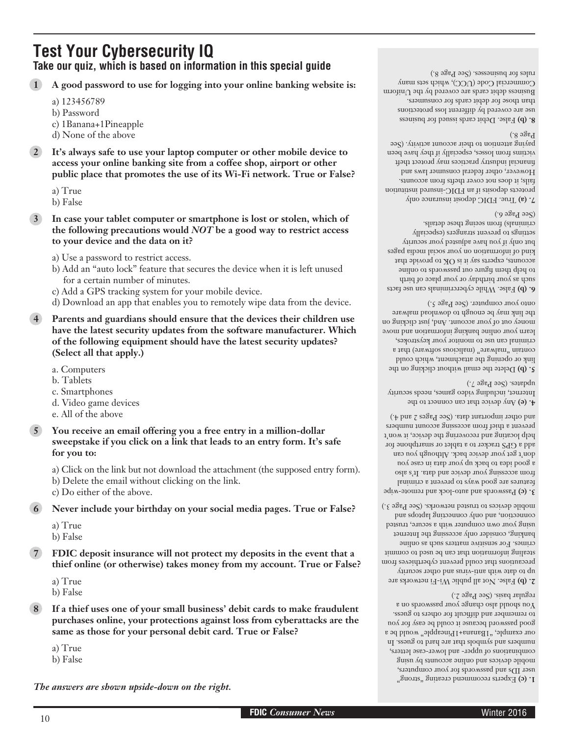# Test Your Cybersecurity IQ

## Take our quiz, which is based on information in this special guide

**1 A good password to use for logging into your online banking website is:**

a) 123456789
b) Password
c) 1Banana+1Pineapple
d) None of the above

**2 It's always safe to use your laptop computer or other mobile device to access your online banking site from a coffee shop, airport or other public place that promotes the use of its Wi-Fi network. True or False?**

a) True
b) False

**3 In case your tablet computer or smartphone is lost or stolen, which of the following precautions would *NOT* be a good way to restrict access to your device and the data on it?**

a) Use a password to restrict access.
b) Add an "auto lock" feature that secures the device when it is left unused for a certain number of minutes.
c) Add a GPS tracking system for your mobile device.
d) Download an app that enables you to remotely wipe data from the device.

**4 Parents and guardians should ensure that the devices their children use have the latest security updates from the software manufacturer. Which of the following equipment should have the latest security updates? (Select all that apply.)**

a. Computers
b. Tablets
c. Smartphones
d. Video game devices
e. All of the above

**5 You receive an email offering you a free entry in a million-dollar sweepstake if you click on a link that leads to an entry form. It's safe for you to:**

a) Click on the link but not download the attachment (the supposed entry form).
b) Delete the email without clicking on the link.
c) Do either of the above.

**6 Never include your birthday on your social media pages. True or False?**

a) True
b) False

**7 FDIC deposit insurance will not protect my deposits in the event that a thief online (or otherwise) takes money from my account. True or False?**

a) True
b) False

**8 If a thief uses one of your small business' debit cards to make fraudulent purchases online, your protections against loss from cyberattacks are the same as those for your personal debit card. True or False?**

a) True
b) False

***The answers are shown upside-down on the right.***

**1. (c)** Experts recommend creating "strong" user IDs and passwords for your computers, mobile devices and online accounts by using combinations of upper- and lower-case letters, numbers and symbols that are hard to guess. In our example, "1Banana+1Pineapple" would be a good password because it could be easy for you to remember and difficult for others to guess. You should also change your passwords on a regular basis. (See Page 2.)

**2. (b)** False. Not all public Wi-Fi networks are up to date with anti-virus and other security precautions that could prevent cyberthieves from stealing information that can be used to commit crimes. For sensitive matters such as online banking, consider only accessing the Internet using your own computer with a secure, trusted connection, and only connecting laptops and mobile devices to trusted networks. (See Page 3.)

**3. (c)** Passwords and auto-lock and remote-wipe features are good ways to prevent a criminal from accessing your device and data. It's also a good idea to back up your data in case you don't get your device back. Although you can add a GPS tracker to a tablet or smartphone for help locating and recovering the device, it won't prevent a thief from accessing account numbers and other important data. (See Pages 2 and 4.)

**4. (e)** Any device that can connect to the Internet, including video games, needs security updates. (See Page 7.)

**5. (b)** Delete the email without clicking on the link or opening the attachment, which could contain "malware" (malicious software) that a criminal can use to monitor your keystrokes, learn your online banking information and move money out of your account. And, just clicking on the link may be enough to download malware onto your computer. (See Page 5.)

**6. (b)** False. While cybercriminals can use facts such as your birthday or your place of birth to help them figure out passwords to online accounts, experts say it is OK to provide that kind of information on your social media pages but only if you have adjusted your security settings to prevent strangers (especially criminals) from seeing these details. (See Page 6.)

**7. (a)** True. FDIC deposit insurance only protects deposits if an FDIC-insured institution fails; it does not cover thefts from accounts. However, other federal consumer laws and financial industry practices may protect theft victims from losses, especially if they have been paying attention to their account activity. (See Page 8.)

**8. (b)** False. Debit cards issued for business use are covered by different loss protections than those for debit cards for consumers. Business debit cards are covered by the Uniform Commercial Code (UCC), which sets many rules for businesses. (See Page 8.)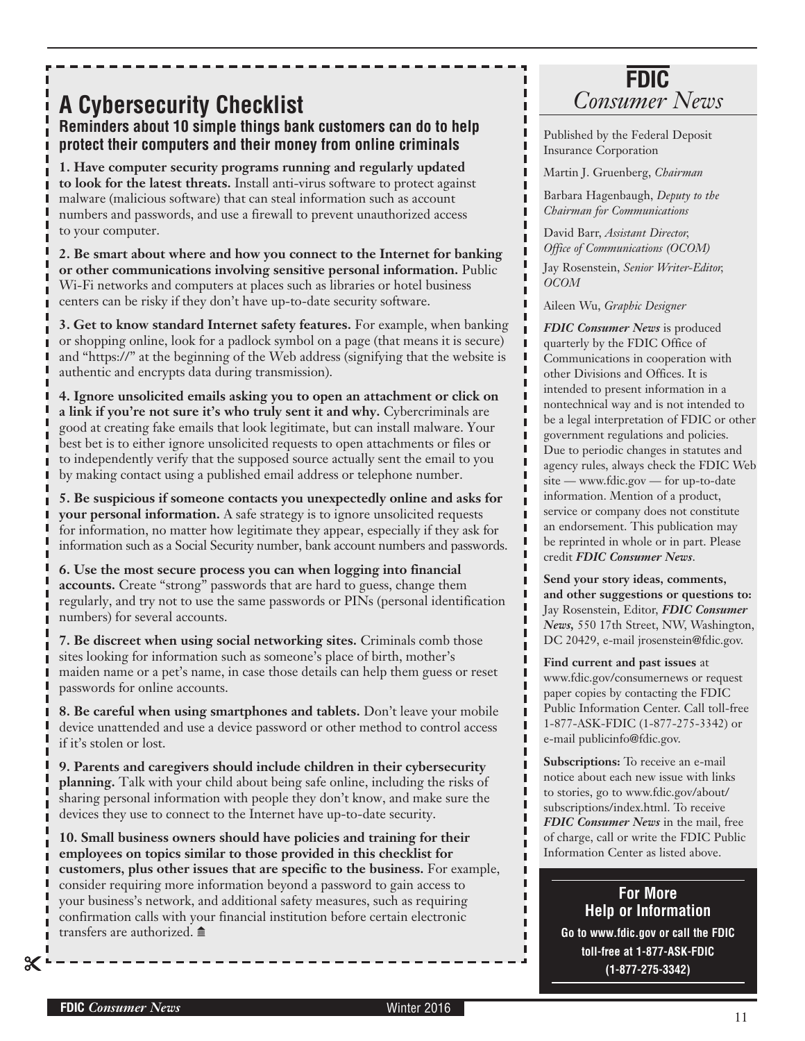# A Cybersecurity Checklist

**Reminders about 10 simple things bank customers can do to help protect their computers and their money from online criminals**

**1. Have computer security programs running and regularly updated to look for the latest threats.** Install anti-virus software to protect against malware (malicious software) that can steal information such as account numbers and passwords, and use a firewall to prevent unauthorized access to your computer.

**2. Be smart about where and how you connect to the Internet for banking or other communications involving sensitive personal information.** Public Wi-Fi networks and computers at places such as libraries or hotel business centers can be risky if they don't have up-to-date security software.

**3. Get to know standard Internet safety features.** For example, when banking or shopping online, look for a padlock symbol on a page (that means it is secure) and "https://" at the beginning of the Web address (signifying that the website is authentic and encrypts data during transmission).

**4. Ignore unsolicited emails asking you to open an attachment or click on a link if you're not sure it's who truly sent it and why.** Cybercriminals are good at creating fake emails that look legitimate, but can install malware. Your best bet is to either ignore unsolicited requests to open attachments or files or to independently verify that the supposed source actually sent the email to you by making contact using a published email address or telephone number.

**5. Be suspicious if someone contacts you unexpectedly online and asks for your personal information.** A safe strategy is to ignore unsolicited requests for information, no matter how legitimate they appear, especially if they ask for information such as a Social Security number, bank account numbers and passwords.

**6. Use the most secure process you can when logging into financial accounts.** Create "strong" passwords that are hard to guess, change them regularly, and try not to use the same passwords or PINs (personal identification numbers) for several accounts.

**7. Be discreet when using social networking sites.** Criminals comb those sites looking for information such as someone's place of birth, mother's maiden name or a pet's name, in case those details can help them guess or reset passwords for online accounts.

**8. Be careful when using smartphones and tablets.** Don't leave your mobile device unattended and use a device password or other method to control access if it's stolen or lost.

**9. Parents and caregivers should include children in their cybersecurity planning.** Talk with your child about being safe online, including the risks of sharing personal information with people they don't know, and make sure the devices they use to connect to the Internet have up-to-date security.

**10. Small business owners should have policies and training for their employees on topics similar to those provided in this checklist for customers, plus other issues that are specific to the business.** For example, consider requiring more information beyond a password to gain access to your business's network, and additional safety measures, such as requiring confirmation calls with your financial institution before certain electronic transfers are authorized.

## FDIC *Consumer News*

Published by the Federal Deposit Insurance Corporation

Martin J. Gruenberg, *Chairman*

Barbara Hagenbaugh, *Deputy to the Chairman for Communications*

David Barr, *Assistant Director, Office of Communications (OCOM)*

Jay Rosenstein, *Senior Writer-Editor, OCOM*

Aileen Wu, *Graphic Designer*

***FDIC Consumer News*** is produced quarterly by the FDIC Office of Communications in cooperation with other Divisions and Offices. It is intended to present information in a nontechnical way and is not intended to be a legal interpretation of FDIC or other government regulations and policies. Due to periodic changes in statutes and agency rules, always check the FDIC Web site — www.fdic.gov — for up-to-date information. Mention of a product, service or company does not constitute an endorsement. This publication may be reprinted in whole or in part. Please credit ***FDIC Consumer News***.

**Send your story ideas, comments, and other suggestions or questions to:** Jay Rosenstein, Editor, ***FDIC Consumer News***, 550 17th Street, NW, Washington, DC 20429, e-mail jrosenstein@fdic.gov.

**Find current and past issues** at www.fdic.gov/consumernews or request paper copies by contacting the FDIC Public Information Center. Call toll-free 1-877-ASK-FDIC (1-877-275-3342) or e-mail publicinfo@fdic.gov.

**Subscriptions:** To receive an e-mail notice about each new issue with links to stories, go to www.fdic.gov/about/subscriptions/index.html. To receive ***FDIC Consumer News*** in the mail, free of charge, call or write the FDIC Public Information Center as listed above.

### For More Help or Information

**Go to www.fdic.gov or call the FDIC toll-free at 1-877-ASK-FDIC (1-877-275-3342)**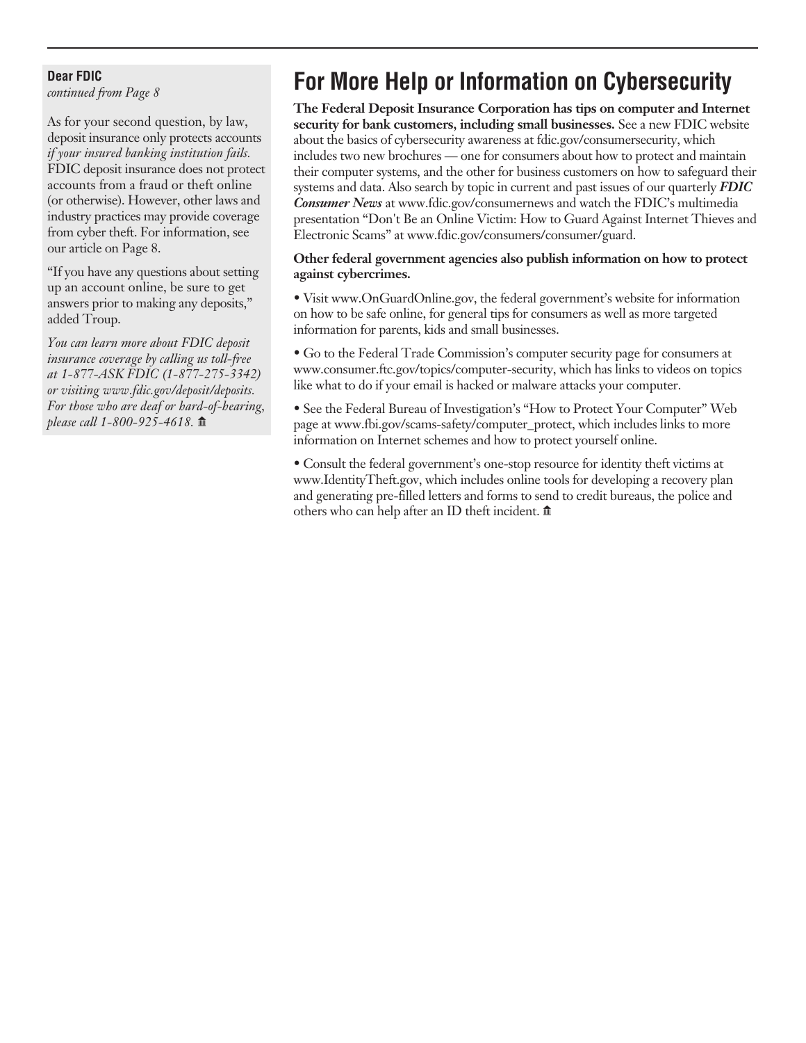**Dear FDIC**

*continued from Page 8*

As for your second question, by law, deposit insurance only protects accounts *if your insured banking institution fails.* FDIC deposit insurance does not protect accounts from a fraud or theft online (or otherwise). However, other laws and industry practices may provide coverage from cyber theft. For information, see our article on Page 8.

"If you have any questions about setting up an account online, be sure to get answers prior to making any deposits," added Troup.

*You can learn more about FDIC deposit insurance coverage by calling us toll-free at 1-877-ASK FDIC (1-877-275-3342) or visiting www.fdic.gov/deposit/deposits. For those who are deaf or hard-of-hearing, please call 1-800-925-4618.*

# For More Help or Information on Cybersecurity

**The Federal Deposit Insurance Corporation has tips on computer and Internet security for bank customers, including small businesses.** See a new FDIC website about the basics of cybersecurity awareness at fdic.gov/consumersecurity, which includes two new brochures — one for consumers about how to protect and maintain their computer systems, and the other for business customers on how to safeguard their systems and data. Also search by topic in current and past issues of our quarterly ***FDIC Consumer News*** at www.fdic.gov/consumernews and watch the FDIC's multimedia presentation "Don't Be an Online Victim: How to Guard Against Internet Thieves and Electronic Scams" at www.fdic.gov/consumers/consumer/guard.

**Other federal government agencies also publish information on how to protect against cybercrimes.**

- Visit www.OnGuardOnline.gov, the federal government's website for information on how to be safe online, for general tips for consumers as well as more targeted information for parents, kids and small businesses.
- Go to the Federal Trade Commission's computer security page for consumers at www.consumer.ftc.gov/topics/computer-security, which has links to videos on topics like what to do if your email is hacked or malware attacks your computer.
- See the Federal Bureau of Investigation's "How to Protect Your Computer" Web page at www.fbi.gov/scams-safety/computer_protect, which includes links to more information on Internet schemes and how to protect yourself online.
- Consult the federal government's one-stop resource for identity theft victims at www.IdentityTheft.gov, which includes online tools for developing a recovery plan and generating pre-filled letters and forms to send to credit bureaus, the police and others who can help after an ID theft incident.